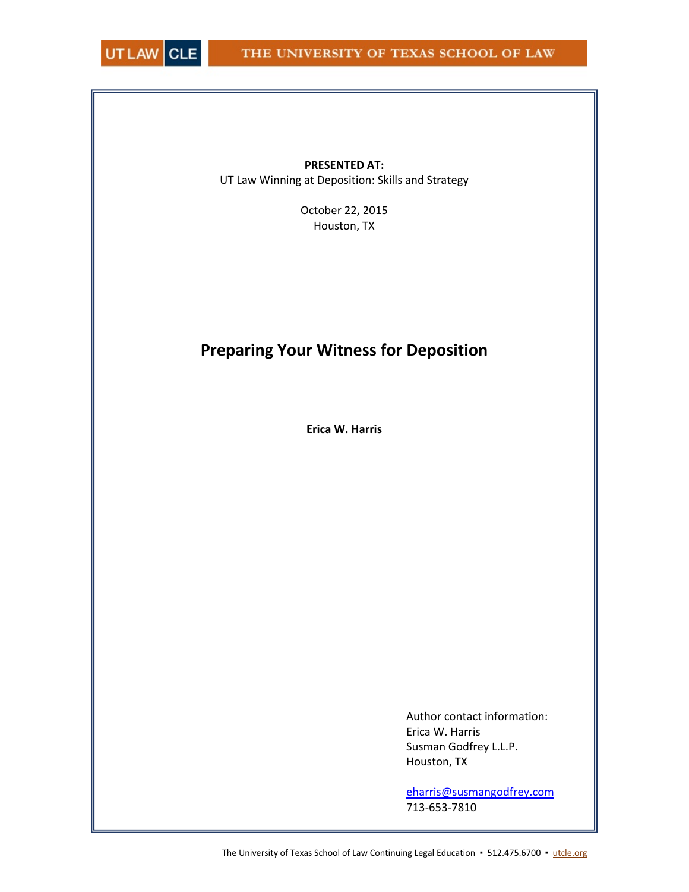UT LAW CLE | THE UNIVERSITY OF TEXAS SCHOOL OF LAW

**PRESENTED AT:**

UT Law Winning at Deposition: Skills and Strategy

October 22, 2015
Houston, TX

# Preparing Your Witness for Deposition

**Erica W. Harris**

Author contact information:
Erica W. Harris
Susman Godfrey L.L.P.
Houston, TX

eharris@susmangodfrey.com
713-653-7810

The University of Texas School of Law Continuing Legal Education ▪ 512.475.6700 ▪ utcle.org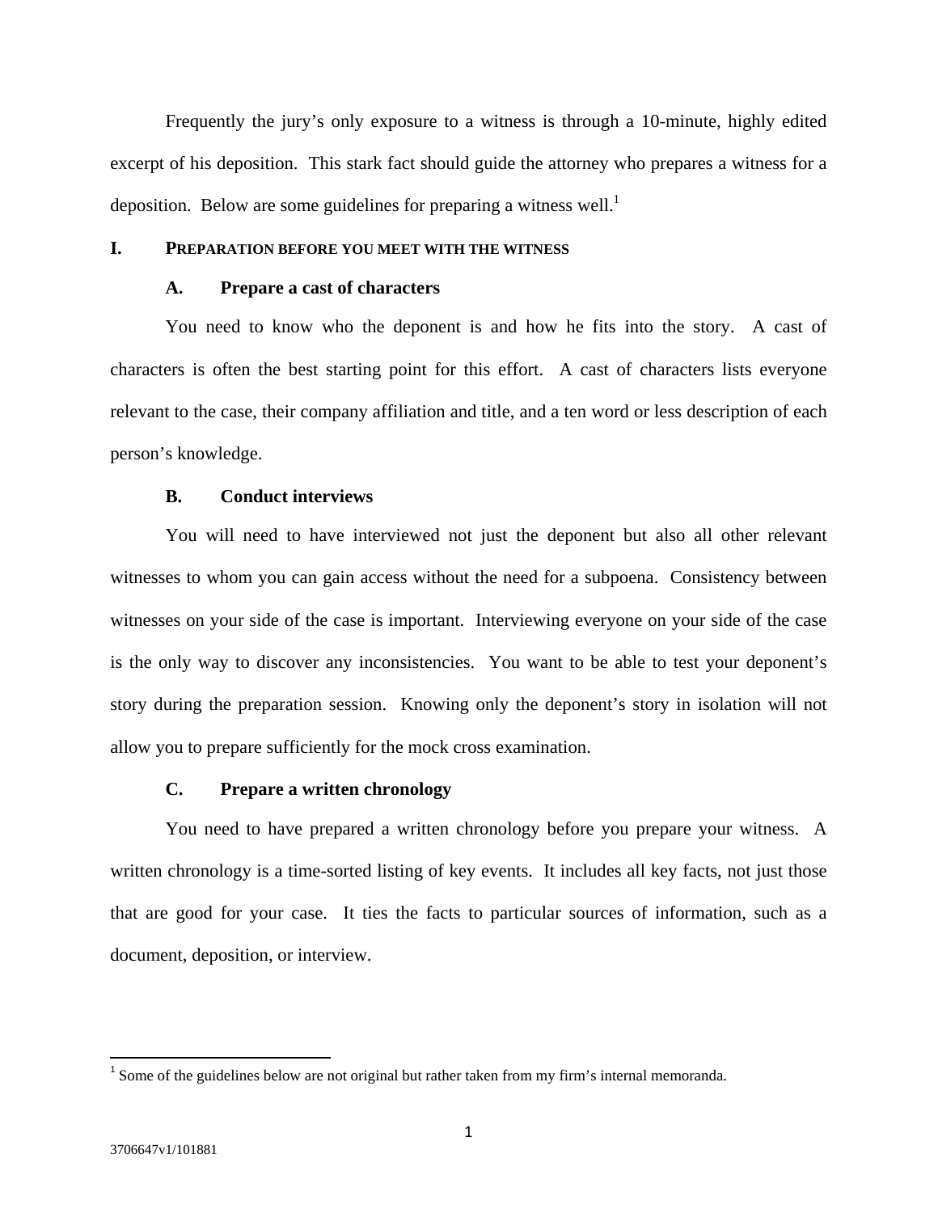Frequently the jury's only exposure to a witness is through a 10-minute, highly edited excerpt of his deposition. This stark fact should guide the attorney who prepares a witness for a deposition. Below are some guidelines for preparing a witness well.[1]

## I. PREPARATION BEFORE YOU MEET WITH THE WITNESS

### A. Prepare a cast of characters

You need to know who the deponent is and how he fits into the story. A cast of characters is often the best starting point for this effort. A cast of characters lists everyone relevant to the case, their company affiliation and title, and a ten word or less description of each person's knowledge.

### B. Conduct interviews

You will need to have interviewed not just the deponent but also all other relevant witnesses to whom you can gain access without the need for a subpoena. Consistency between witnesses on your side of the case is important. Interviewing everyone on your side of the case is the only way to discover any inconsistencies. You want to be able to test your deponent's story during the preparation session. Knowing only the deponent's story in isolation will not allow you to prepare sufficiently for the mock cross examination.

### C. Prepare a written chronology

You need to have prepared a written chronology before you prepare your witness. A written chronology is a time-sorted listing of key events. It includes all key facts, not just those that are good for your case. It ties the facts to particular sources of information, such as a document, deposition, or interview.

---

[1] Some of the guidelines below are not original but rather taken from my firm's internal memoranda.

3706647v1/101881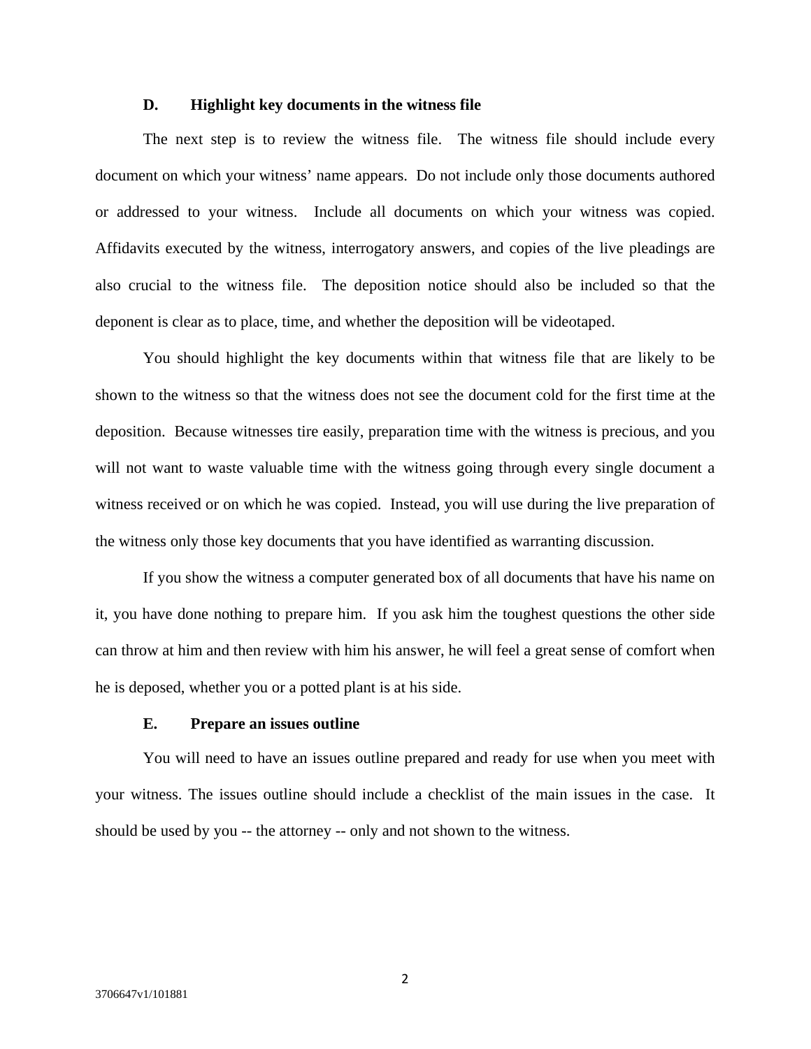### D. Highlight key documents in the witness file

The next step is to review the witness file. The witness file should include every document on which your witness' name appears. Do not include only those documents authored or addressed to your witness. Include all documents on which your witness was copied. Affidavits executed by the witness, interrogatory answers, and copies of the live pleadings are also crucial to the witness file. The deposition notice should also be included so that the deponent is clear as to place, time, and whether the deposition will be videotaped.

You should highlight the key documents within that witness file that are likely to be shown to the witness so that the witness does not see the document cold for the first time at the deposition. Because witnesses tire easily, preparation time with the witness is precious, and you will not want to waste valuable time with the witness going through every single document a witness received or on which he was copied. Instead, you will use during the live preparation of the witness only those key documents that you have identified as warranting discussion.

If you show the witness a computer generated box of all documents that have his name on it, you have done nothing to prepare him. If you ask him the toughest questions the other side can throw at him and then review with him his answer, he will feel a great sense of comfort when he is deposed, whether you or a potted plant is at his side.

### E. Prepare an issues outline

You will need to have an issues outline prepared and ready for use when you meet with your witness. The issues outline should include a checklist of the main issues in the case. It should be used by you -- the attorney -- only and not shown to the witness.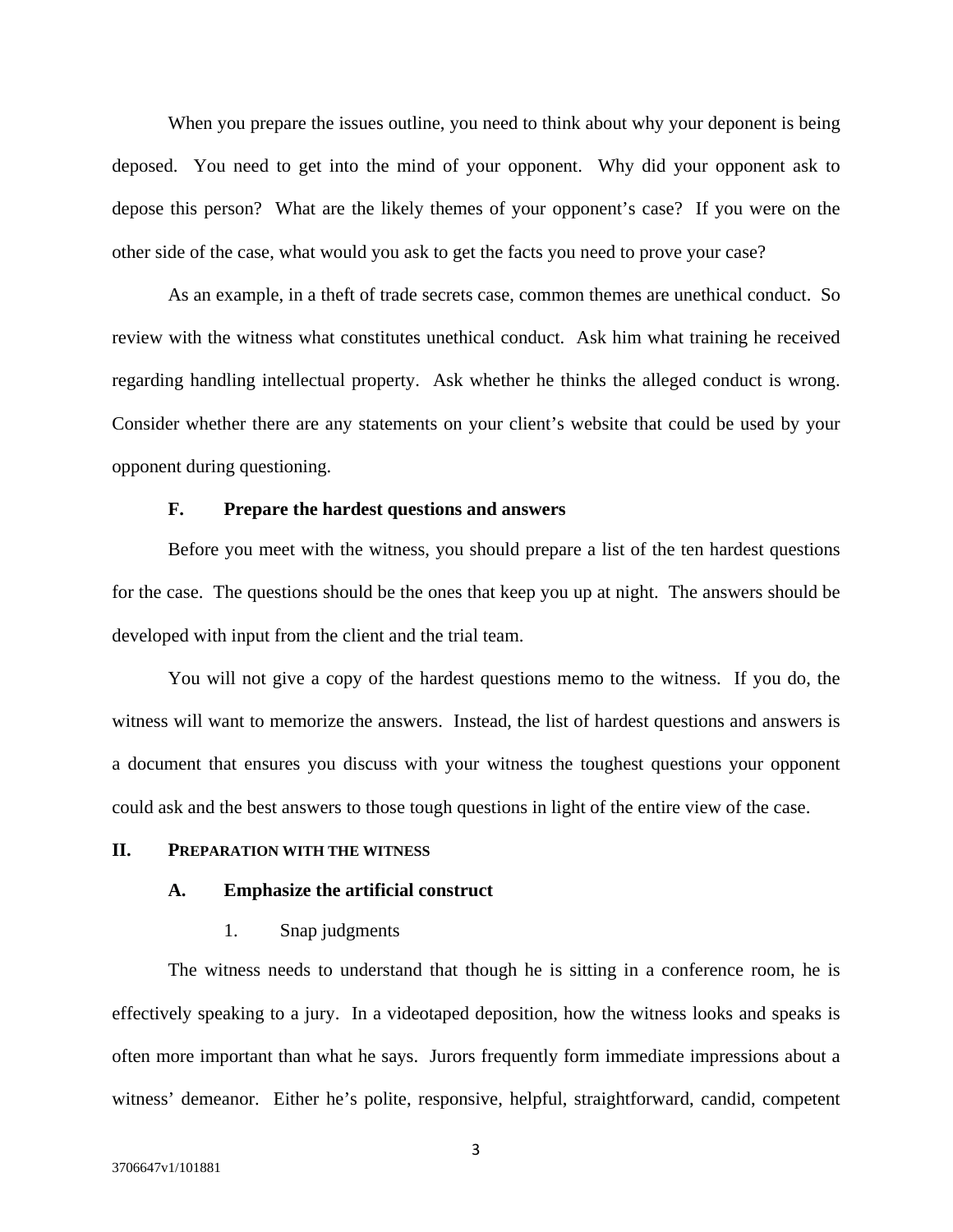When you prepare the issues outline, you need to think about why your deponent is being deposed. You need to get into the mind of your opponent. Why did your opponent ask to depose this person? What are the likely themes of your opponent's case? If you were on the other side of the case, what would you ask to get the facts you need to prove your case?

As an example, in a theft of trade secrets case, common themes are unethical conduct. So review with the witness what constitutes unethical conduct. Ask him what training he received regarding handling intellectual property. Ask whether he thinks the alleged conduct is wrong. Consider whether there are any statements on your client's website that could be used by your opponent during questioning.

### F. Prepare the hardest questions and answers

Before you meet with the witness, you should prepare a list of the ten hardest questions for the case. The questions should be the ones that keep you up at night. The answers should be developed with input from the client and the trial team.

You will not give a copy of the hardest questions memo to the witness. If you do, the witness will want to memorize the answers. Instead, the list of hardest questions and answers is a document that ensures you discuss with your witness the toughest questions your opponent could ask and the best answers to those tough questions in light of the entire view of the case.

## II. Preparation with the Witness

### A. Emphasize the artificial construct

#### 1. Snap judgments

The witness needs to understand that though he is sitting in a conference room, he is effectively speaking to a jury. In a videotaped deposition, how the witness looks and speaks is often more important than what he says. Jurors frequently form immediate impressions about a witness' demeanor. Either he's polite, responsive, helpful, straightforward, candid, competent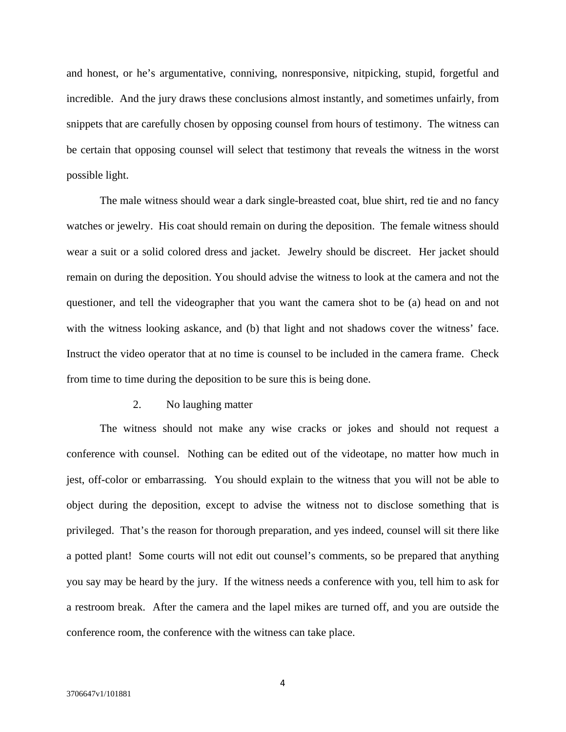and honest, or he's argumentative, conniving, nonresponsive, nitpicking, stupid, forgetful and incredible. And the jury draws these conclusions almost instantly, and sometimes unfairly, from snippets that are carefully chosen by opposing counsel from hours of testimony. The witness can be certain that opposing counsel will select that testimony that reveals the witness in the worst possible light.

The male witness should wear a dark single-breasted coat, blue shirt, red tie and no fancy watches or jewelry. His coat should remain on during the deposition. The female witness should wear a suit or a solid colored dress and jacket. Jewelry should be discreet. Her jacket should remain on during the deposition. You should advise the witness to look at the camera and not the questioner, and tell the videographer that you want the camera shot to be (a) head on and not with the witness looking askance, and (b) that light and not shadows cover the witness' face. Instruct the video operator that at no time is counsel to be included in the camera frame. Check from time to time during the deposition to be sure this is being done.

2. No laughing matter

The witness should not make any wise cracks or jokes and should not request a conference with counsel. Nothing can be edited out of the videotape, no matter how much in jest, off-color or embarrassing. You should explain to the witness that you will not be able to object during the deposition, except to advise the witness not to disclose something that is privileged. That's the reason for thorough preparation, and yes indeed, counsel will sit there like a potted plant! Some courts will not edit out counsel's comments, so be prepared that anything you say may be heard by the jury. If the witness needs a conference with you, tell him to ask for a restroom break. After the camera and the lapel mikes are turned off, and you are outside the conference room, the conference with the witness can take place.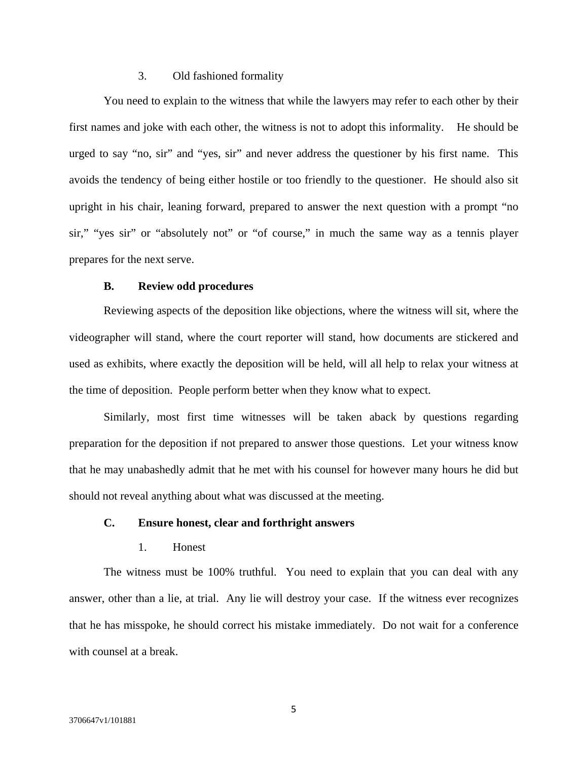3. Old fashioned formality

You need to explain to the witness that while the lawyers may refer to each other by their first names and joke with each other, the witness is not to adopt this informality. He should be urged to say "no, sir" and "yes, sir" and never address the questioner by his first name. This avoids the tendency of being either hostile or too friendly to the questioner. He should also sit upright in his chair, leaning forward, prepared to answer the next question with a prompt "no sir," "yes sir" or "absolutely not" or "of course," in much the same way as a tennis player prepares for the next serve.

**B. Review odd procedures**

Reviewing aspects of the deposition like objections, where the witness will sit, where the videographer will stand, where the court reporter will stand, how documents are stickered and used as exhibits, where exactly the deposition will be held, will all help to relax your witness at the time of deposition. People perform better when they know what to expect.

Similarly, most first time witnesses will be taken aback by questions regarding preparation for the deposition if not prepared to answer those questions. Let your witness know that he may unabashedly admit that he met with his counsel for however many hours he did but should not reveal anything about what was discussed at the meeting.

**C. Ensure honest, clear and forthright answers**

1. Honest

The witness must be 100% truthful. You need to explain that you can deal with any answer, other than a lie, at trial. Any lie will destroy your case. If the witness ever recognizes that he has misspoke, he should correct his mistake immediately. Do not wait for a conference with counsel at a break.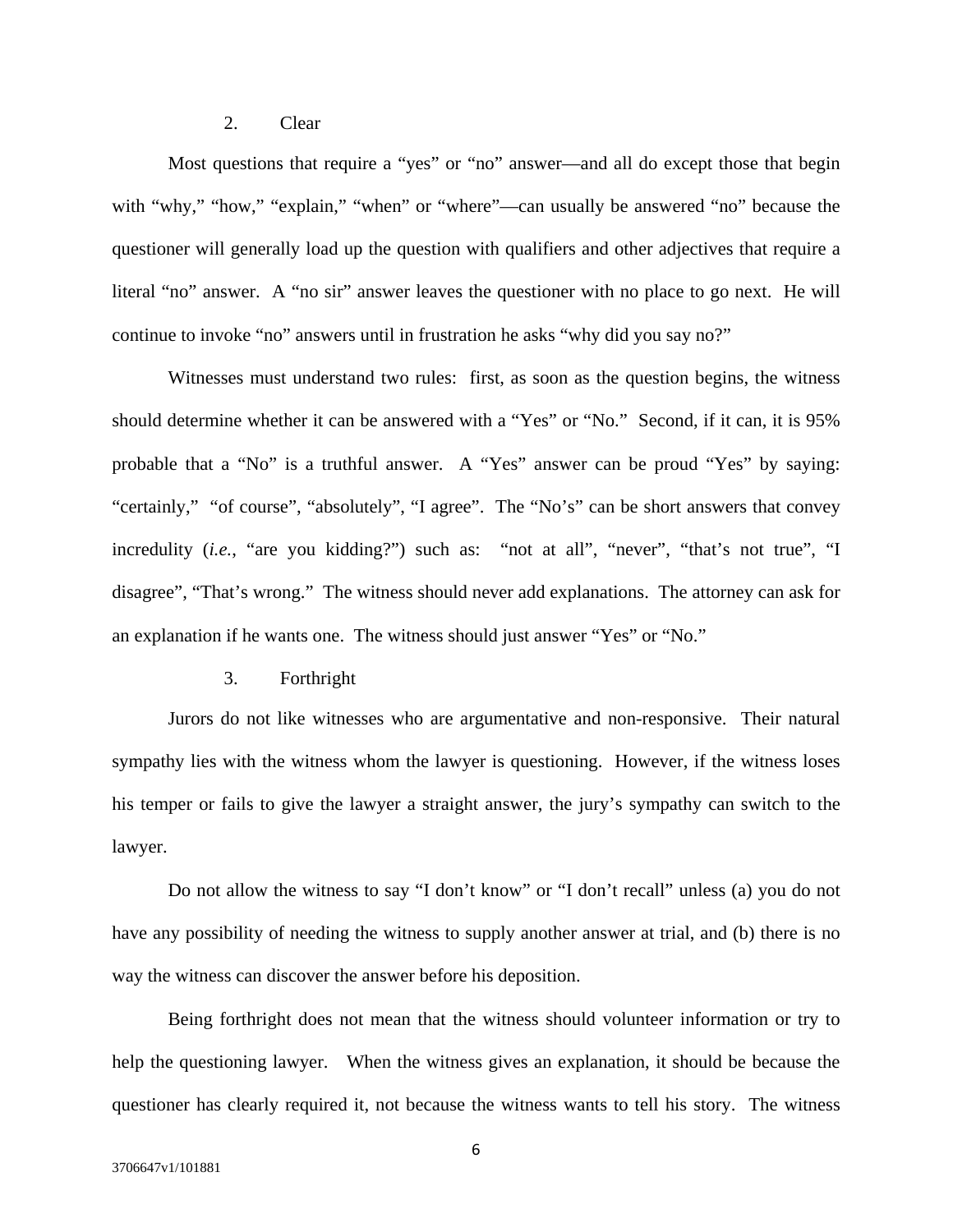2. Clear

Most questions that require a "yes" or "no" answer—and all do except those that begin with "why," "how," "explain," "when" or "where"—can usually be answered "no" because the questioner will generally load up the question with qualifiers and other adjectives that require a literal "no" answer. A "no sir" answer leaves the questioner with no place to go next. He will continue to invoke "no" answers until in frustration he asks "why did you say no?"

Witnesses must understand two rules: first, as soon as the question begins, the witness should determine whether it can be answered with a "Yes" or "No." Second, if it can, it is 95% probable that a "No" is a truthful answer. A "Yes" answer can be proud "Yes" by saying: "certainly," "of course", "absolutely", "I agree". The "No's" can be short answers that convey incredulity (*i.e.*, "are you kidding?") such as: "not at all", "never", "that's not true", "I disagree", "That's wrong." The witness should never add explanations. The attorney can ask for an explanation if he wants one. The witness should just answer "Yes" or "No."

3. Forthright

Jurors do not like witnesses who are argumentative and non-responsive. Their natural sympathy lies with the witness whom the lawyer is questioning. However, if the witness loses his temper or fails to give the lawyer a straight answer, the jury's sympathy can switch to the lawyer.

Do not allow the witness to say "I don't know" or "I don't recall" unless (a) you do not have any possibility of needing the witness to supply another answer at trial, and (b) there is no way the witness can discover the answer before his deposition.

Being forthright does not mean that the witness should volunteer information or try to help the questioning lawyer. When the witness gives an explanation, it should be because the questioner has clearly required it, not because the witness wants to tell his story. The witness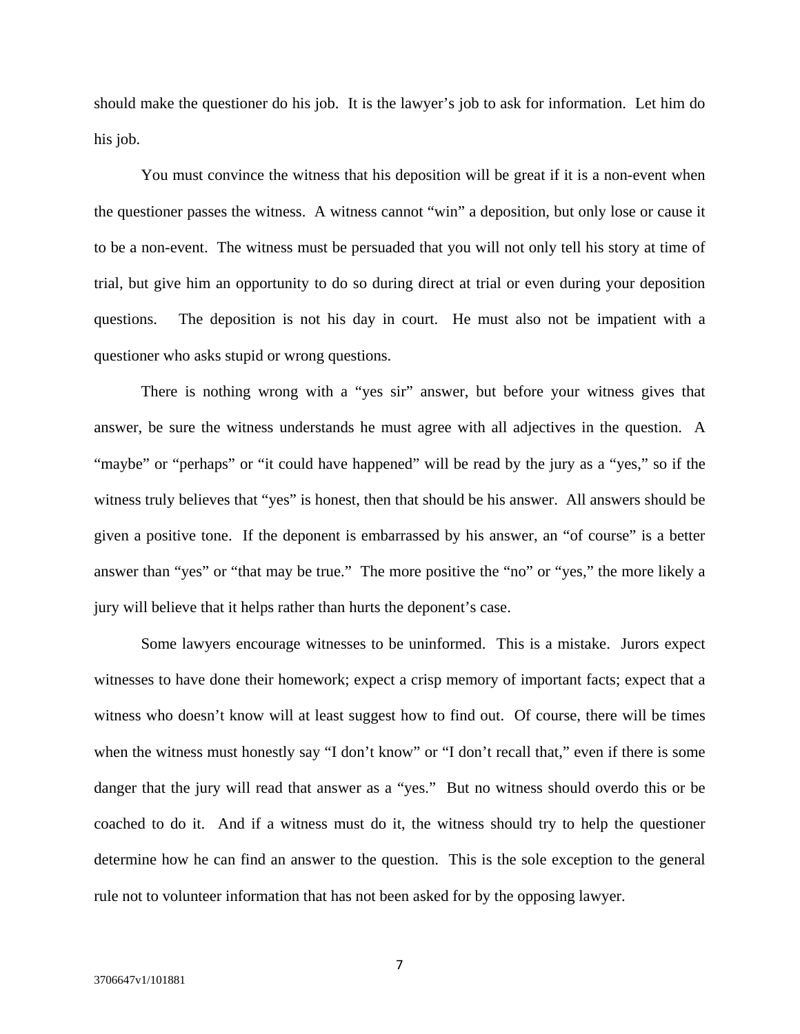should make the questioner do his job.  It is the lawyer's job to ask for information.  Let him do his job.

You must convince the witness that his deposition will be great if it is a non-event when the questioner passes the witness.  A witness cannot "win" a deposition, but only lose or cause it to be a non-event.  The witness must be persuaded that you will not only tell his story at time of trial, but give him an opportunity to do so during direct at trial or even during your deposition questions.   The deposition is not his day in court.  He must also not be impatient with a questioner who asks stupid or wrong questions.

There is nothing wrong with a "yes sir" answer, but before your witness gives that answer, be sure the witness understands he must agree with all adjectives in the question.  A "maybe" or "perhaps" or "it could have happened" will be read by the jury as a "yes," so if the witness truly believes that "yes" is honest, then that should be his answer.  All answers should be given a positive tone.  If the deponent is embarrassed by his answer, an "of course" is a better answer than "yes" or "that may be true."  The more positive the "no" or "yes," the more likely a jury will believe that it helps rather than hurts the deponent's case.

Some lawyers encourage witnesses to be uninformed.  This is a mistake.  Jurors expect witnesses to have done their homework; expect a crisp memory of important facts; expect that a witness who doesn't know will at least suggest how to find out.  Of course, there will be times when the witness must honestly say "I don't know" or "I don't recall that," even if there is some danger that the jury will read that answer as a "yes."  But no witness should overdo this or be coached to do it.  And if a witness must do it, the witness should try to help the questioner determine how he can find an answer to the question.  This is the sole exception to the general rule not to volunteer information that has not been asked for by the opposing lawyer.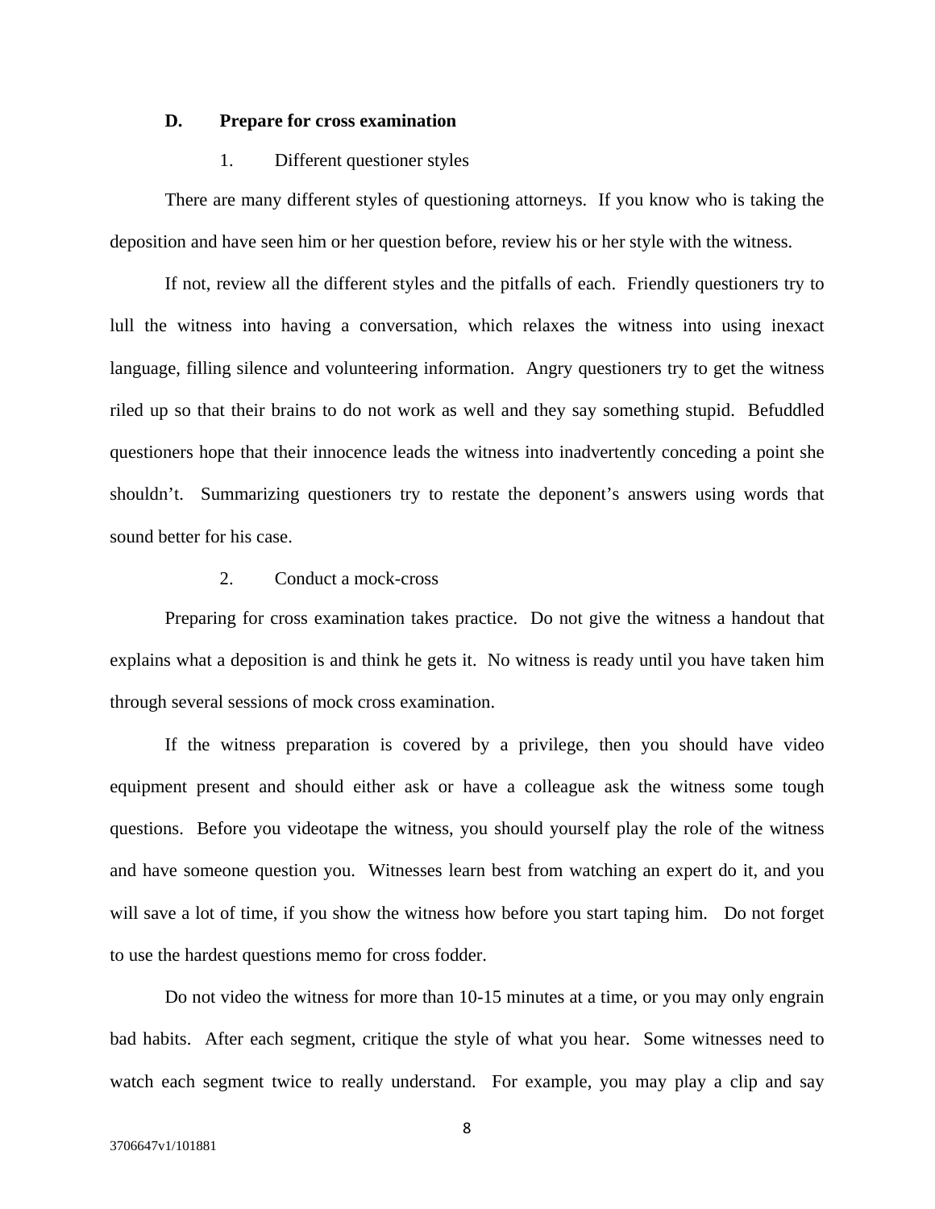**D. Prepare for cross examination**

1. Different questioner styles

There are many different styles of questioning attorneys. If you know who is taking the deposition and have seen him or her question before, review his or her style with the witness.

If not, review all the different styles and the pitfalls of each. Friendly questioners try to lull the witness into having a conversation, which relaxes the witness into using inexact language, filling silence and volunteering information. Angry questioners try to get the witness riled up so that their brains to do not work as well and they say something stupid. Befuddled questioners hope that their innocence leads the witness into inadvertently conceding a point she shouldn't. Summarizing questioners try to restate the deponent's answers using words that sound better for his case.

2. Conduct a mock-cross

Preparing for cross examination takes practice. Do not give the witness a handout that explains what a deposition is and think he gets it. No witness is ready until you have taken him through several sessions of mock cross examination.

If the witness preparation is covered by a privilege, then you should have video equipment present and should either ask or have a colleague ask the witness some tough questions. Before you videotape the witness, you should yourself play the role of the witness and have someone question you. Witnesses learn best from watching an expert do it, and you will save a lot of time, if you show the witness how before you start taping him. Do not forget to use the hardest questions memo for cross fodder.

Do not video the witness for more than 10-15 minutes at a time, or you may only engrain bad habits. After each segment, critique the style of what you hear. Some witnesses need to watch each segment twice to really understand. For example, you may play a clip and say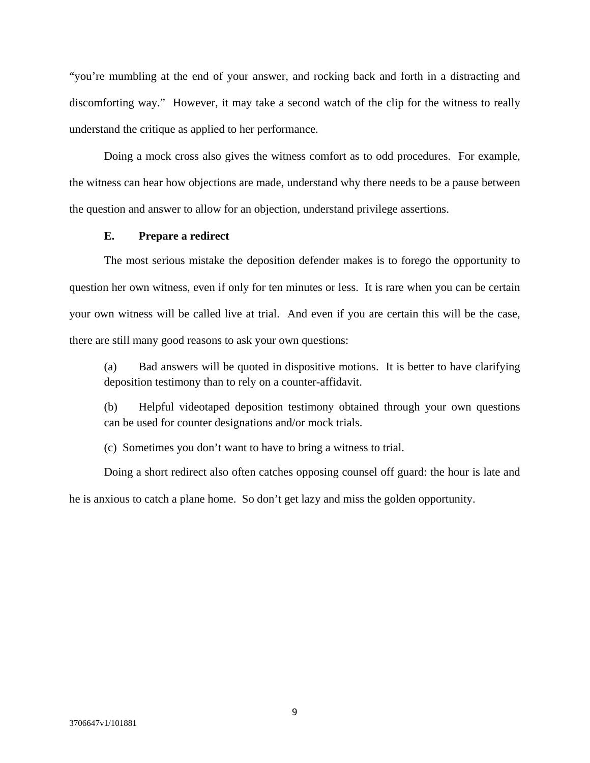"you're mumbling at the end of your answer, and rocking back and forth in a distracting and discomforting way." However, it may take a second watch of the clip for the witness to really understand the critique as applied to her performance.

Doing a mock cross also gives the witness comfort as to odd procedures. For example, the witness can hear how objections are made, understand why there needs to be a pause between the question and answer to allow for an objection, understand privilege assertions.

### E. Prepare a redirect

The most serious mistake the deposition defender makes is to forego the opportunity to question her own witness, even if only for ten minutes or less. It is rare when you can be certain your own witness will be called live at trial. And even if you are certain this will be the case, there are still many good reasons to ask your own questions:

(a) Bad answers will be quoted in dispositive motions. It is better to have clarifying deposition testimony than to rely on a counter-affidavit.

(b) Helpful videotaped deposition testimony obtained through your own questions can be used for counter designations and/or mock trials.

(c) Sometimes you don't want to have to bring a witness to trial.

Doing a short redirect also often catches opposing counsel off guard: the hour is late and he is anxious to catch a plane home. So don't get lazy and miss the golden opportunity.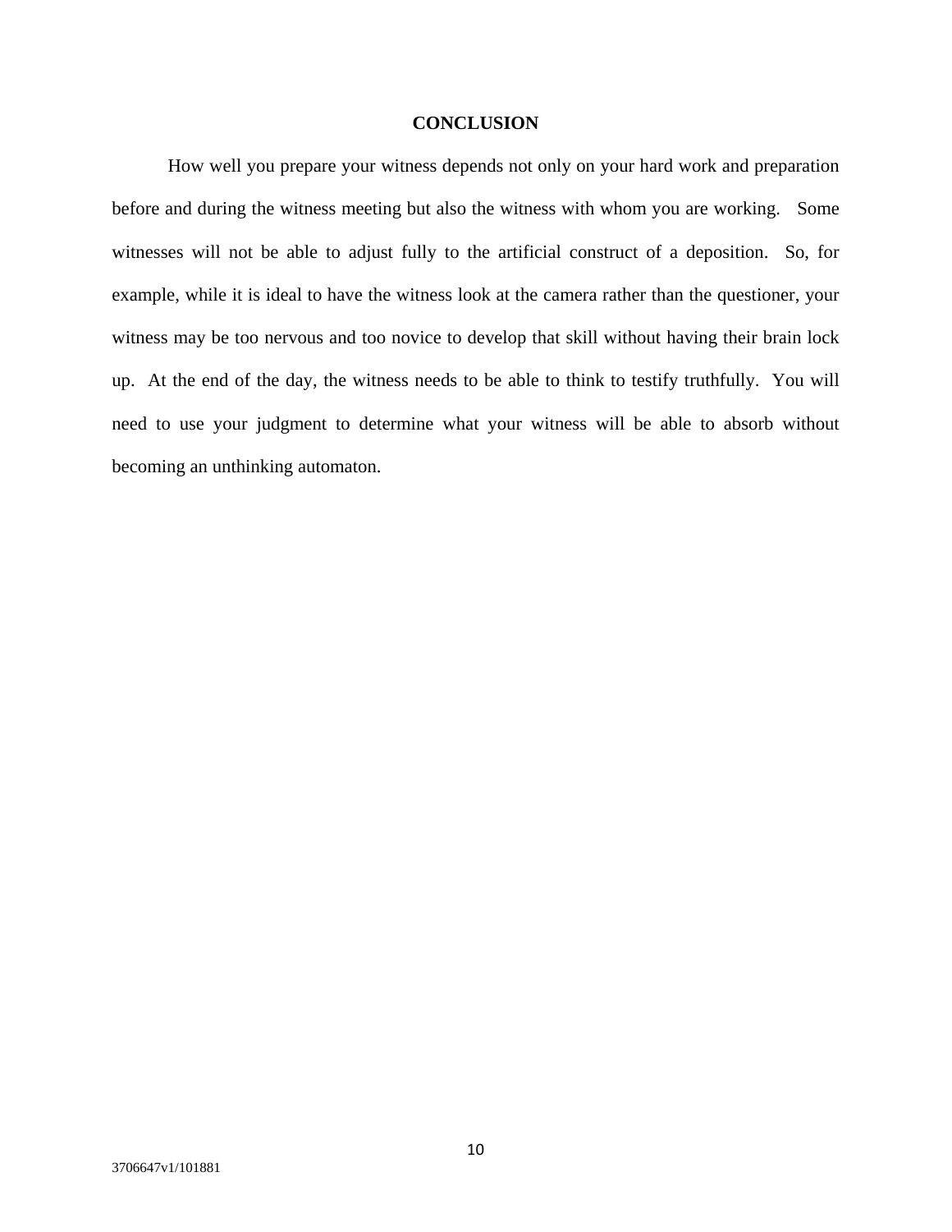## CONCLUSION

How well you prepare your witness depends not only on your hard work and preparation before and during the witness meeting but also the witness with whom you are working. Some witnesses will not be able to adjust fully to the artificial construct of a deposition. So, for example, while it is ideal to have the witness look at the camera rather than the questioner, your witness may be too nervous and too novice to develop that skill without having their brain lock up. At the end of the day, the witness needs to be able to think to testify truthfully. You will need to use your judgment to determine what your witness will be able to absorb without becoming an unthinking automaton.